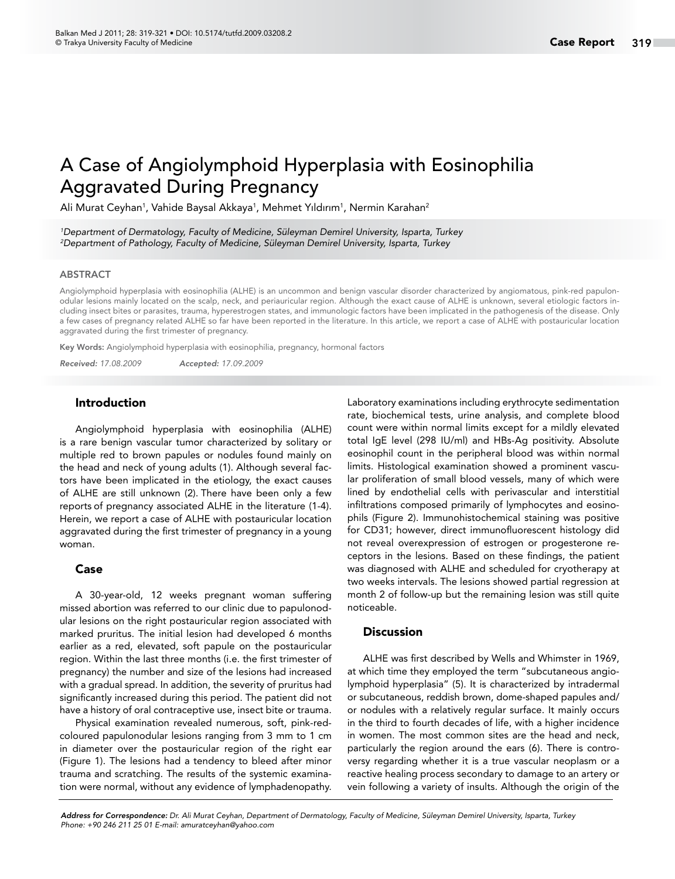# A Case of Angiolymphoid Hyperplasia with Eosinophilia Aggravated During Pregnancy

Ali Murat Ceyhan[1], Vahide Baysal Akkaya[1], Mehmet Yıldırım[1], Nermin Karahan[2]

*[1]Department of Dermatology, Faculty of Medicine, Süleyman Demirel University, Isparta, Turkey*
*[2]Department of Pathology, Faculty of Medicine, Süleyman Demirel University, Isparta, Turkey*

## ABSTRACT

Angiolymphoid hyperplasia with eosinophilia (ALHE) is an uncommon and benign vascular disorder characterized by angiomatous, pink-red papulonodular lesions mainly located on the scalp, neck, and periauricular region. Although the exact cause of ALHE is unknown, several etiologic factors including insect bites or parasites, trauma, hyperestrogen states, and immunologic factors have been implicated in the pathogenesis of the disease. Only a few cases of pregnancy related ALHE so far have been reported in the literature. In this article, we report a case of ALHE with postauricular location aggravated during the first trimester of pregnancy.

**Key Words:** Angiolymphoid hyperplasia with eosinophilia, pregnancy, hormonal factors

***Received:*** *17.08.2009* ***Accepted:*** *17.09.2009*

## Introduction

Angiolymphoid hyperplasia with eosinophilia (ALHE) is a rare benign vascular tumor characterized by solitary or multiple red to brown papules or nodules found mainly on the head and neck of young adults (1). Although several factors have been implicated in the etiology, the exact causes of ALHE are still unknown (2). There have been only a few reports of pregnancy associated ALHE in the literature (1-4). Herein, we report a case of ALHE with postauricular location aggravated during the first trimester of pregnancy in a young woman.

## Case

A 30-year-old, 12 weeks pregnant woman suffering missed abortion was referred to our clinic due to papulonodular lesions on the right postauricular region associated with marked pruritus. The initial lesion had developed 6 months earlier as a red, elevated, soft papule on the postauricular region. Within the last three months (i.e. the first trimester of pregnancy) the number and size of the lesions had increased with a gradual spread. In addition, the severity of pruritus had significantly increased during this period. The patient did not have a history of oral contraceptive use, insect bite or trauma.

Physical examination revealed numerous, soft, pink-red-coloured papulonodular lesions ranging from 3 mm to 1 cm in diameter over the postauricular region of the right ear (Figure 1). The lesions had a tendency to bleed after minor trauma and scratching. The results of the systemic examination were normal, without any evidence of lymphadenopathy. Laboratory examinations including erythrocyte sedimentation rate, biochemical tests, urine analysis, and complete blood count were within normal limits except for a mildly elevated total IgE level (298 IU/ml) and HBs-Ag positivity. Absolute eosinophil count in the peripheral blood was within normal limits. Histological examination showed a prominent vascular proliferation of small blood vessels, many of which were lined by endothelial cells with perivascular and interstitial infiltrations composed primarily of lymphocytes and eosinophils (Figure 2). Immunohistochemical staining was positive for CD31; however, direct immunofluorescent histology did not reveal overexpression of estrogen or progesterone receptors in the lesions. Based on these findings, the patient was diagnosed with ALHE and scheduled for cryotherapy at two weeks intervals. The lesions showed partial regression at month 2 of follow-up but the remaining lesion was still quite noticeable.

## Discussion

ALHE was first described by Wells and Whimster in 1969, at which time they employed the term "subcutaneous angiolymphoid hyperplasia" (5). It is characterized by intradermal or subcutaneous, reddish brown, dome-shaped papules and/or nodules with a relatively regular surface. It mainly occurs in the third to fourth decades of life, with a higher incidence in women. The most common sites are the head and neck, particularly the region around the ears (6). There is controversy regarding whether it is a true vascular neoplasm or a reactive healing process secondary to damage to an artery or vein following a variety of insults. Although the origin of the

***Address for Correspondence:*** *Dr. Ali Murat Ceyhan, Department of Dermatology, Faculty of Medicine, Süleyman Demirel University, Isparta, Turkey*
*Phone: +90 246 211 25 01 E-mail: amuratceyhan@yahoo.com*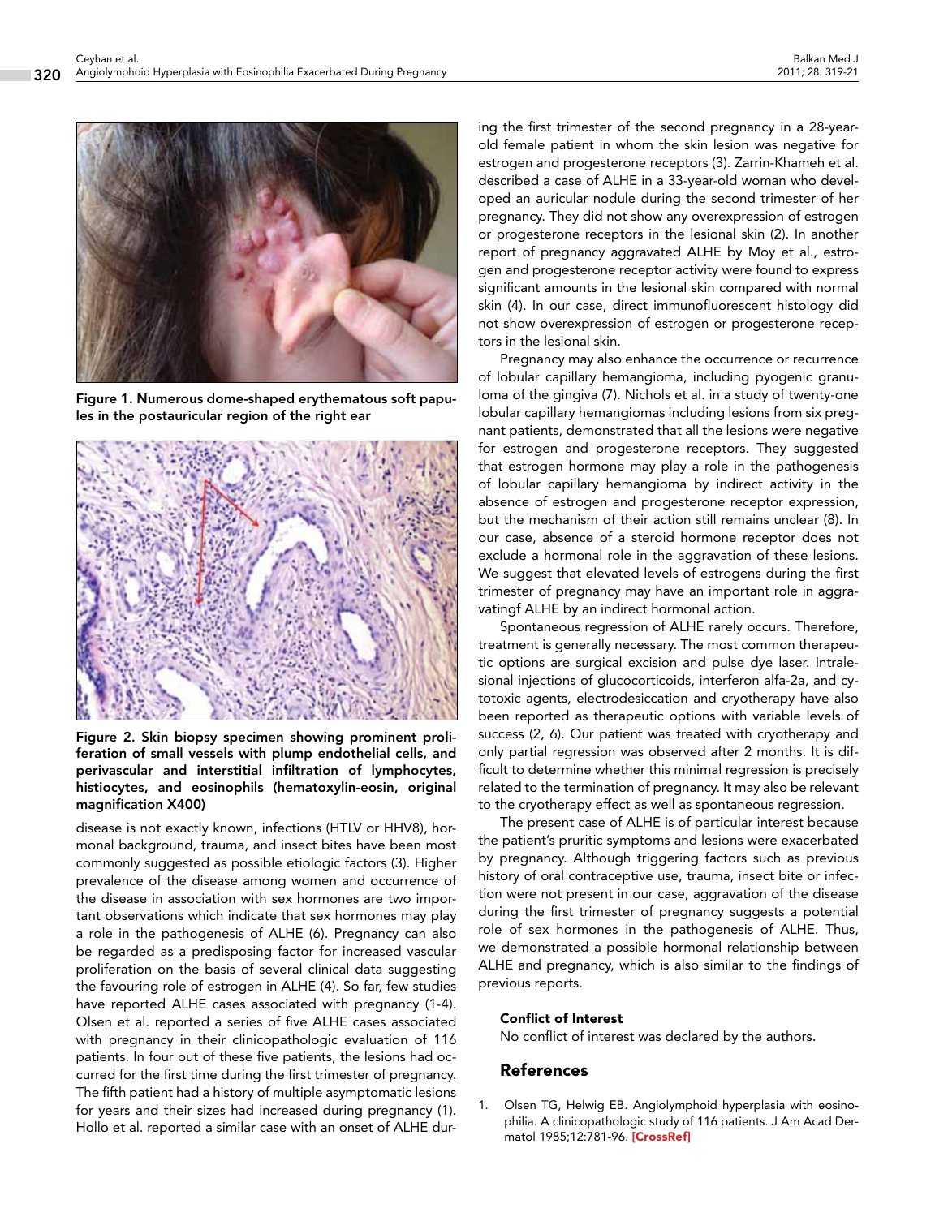Figure 1. Numerous dome-shaped erythematous soft papules in the postauricular region of the right ear

Figure 2. Skin biopsy specimen showing prominent proliferation of small vessels with plump endothelial cells, and perivascular and interstitial infiltration of lymphocytes, histiocytes, and eosinophils (hematoxylin-eosin, original magnification X400)

disease is not exactly known, infections (HTLV or HHV8), hormonal background, trauma, and insect bites have been most commonly suggested as possible etiologic factors (3). Higher prevalence of the disease among women and occurrence of the disease in association with sex hormones are two important observations which indicate that sex hormones may play a role in the pathogenesis of ALHE (6). Pregnancy can also be regarded as a predisposing factor for increased vascular proliferation on the basis of several clinical data suggesting the favouring role of estrogen in ALHE (4). So far, few studies have reported ALHE cases associated with pregnancy (1-4). Olsen et al. reported a series of five ALHE cases associated with pregnancy in their clinicopathologic evaluation of 116 patients. In four out of these five patients, the lesions had occurred for the first time during the first trimester of pregnancy. The fifth patient had a history of multiple asymptomatic lesions for years and their sizes had increased during pregnancy (1). Hollo et al. reported a similar case with an onset of ALHE during the first trimester of the second pregnancy in a 28-year-old female patient in whom the skin lesion was negative for estrogen and progesterone receptors (3). Zarrin-Khameh et al. described a case of ALHE in a 33-year-old woman who developed an auricular nodule during the second trimester of her pregnancy. They did not show any overexpression of estrogen or progesterone receptors in the lesional skin (2). In another report of pregnancy aggravated ALHE by Moy et al., estrogen and progesterone receptor activity were found to express significant amounts in the lesional skin compared with normal skin (4). In our case, direct immunofluorescent histology did not show overexpression of estrogen or progesterone receptors in the lesional skin.

Pregnancy may also enhance the occurrence or recurrence of lobular capillary hemangioma, including pyogenic granuloma of the gingiva (7). Nichols et al. in a study of twenty-one lobular capillary hemangiomas including lesions from six pregnant patients, demonstrated that all the lesions were negative for estrogen and progesterone receptors. They suggested that estrogen hormone may play a role in the pathogenesis of lobular capillary hemangioma by indirect activity in the absence of estrogen and progesterone receptor expression, but the mechanism of their action still remains unclear (8). In our case, absence of a steroid hormone receptor does not exclude a hormonal role in the aggravation of these lesions. We suggest that elevated levels of estrogens during the first trimester of pregnancy may have an important role in aggravatingf ALHE by an indirect hormonal action.

Spontaneous regression of ALHE rarely occurs. Therefore, treatment is generally necessary. The most common therapeutic options are surgical excision and pulse dye laser. Intralesional injections of glucocorticoids, interferon alfa-2a, and cytotoxic agents, electrodesiccation and cryotherapy have also been reported as therapeutic options with variable levels of success (2, 6). Our patient was treated with cryotherapy and only partial regression was observed after 2 months. It is difficult to determine whether this minimal regression is precisely related to the termination of pregnancy. It may also be relevant to the cryotherapy effect as well as spontaneous regression.

The present case of ALHE is of particular interest because the patient's pruritic symptoms and lesions were exacerbated by pregnancy. Although triggering factors such as previous history of oral contraceptive use, trauma, insect bite or infection were not present in our case, aggravation of the disease during the first trimester of pregnancy suggests a potential role of sex hormones in the pathogenesis of ALHE. Thus, we demonstrated a possible hormonal relationship between ALHE and pregnancy, which is also similar to the findings of previous reports.

#### Conflict of Interest

No conflict of interest was declared by the authors.

## References

1. Olsen TG, Helwig EB. Angiolymphoid hyperplasia with eosinophilia. A clinicopathologic study of 116 patients. J Am Acad Dermatol 1985;12:781-96. [CrossRef]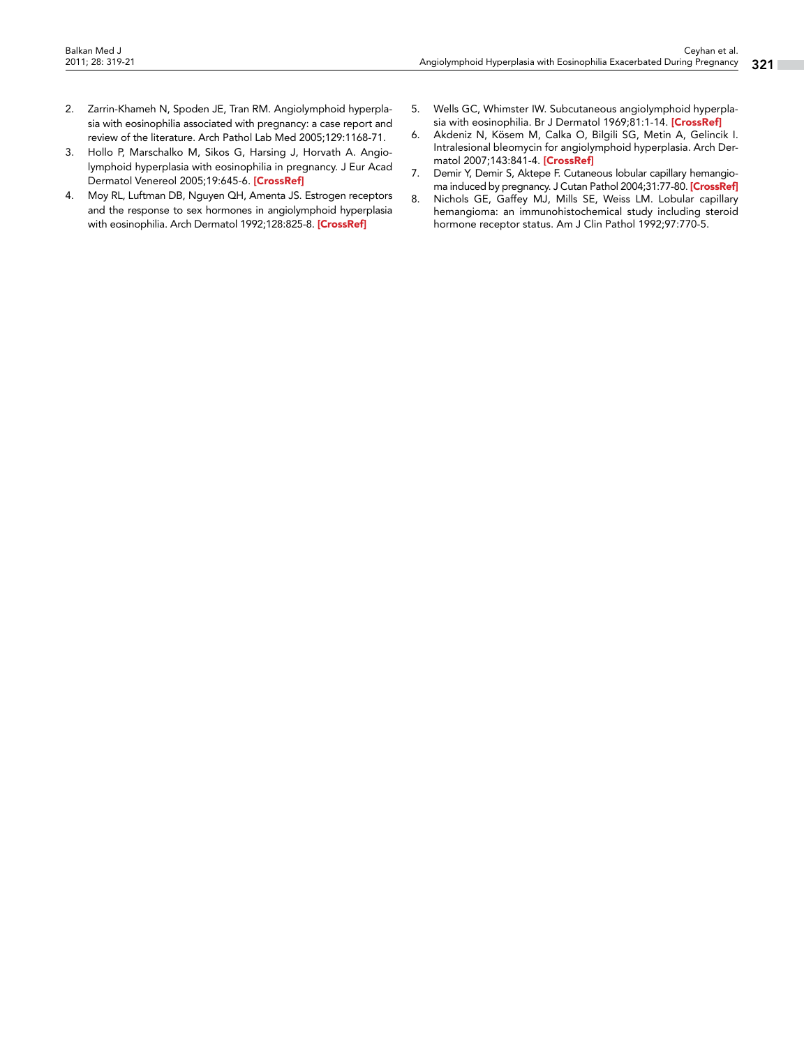2. Zarrin-Khameh N, Spoden JE, Tran RM. Angiolymphoid hyperplasia with eosinophilia associated with pregnancy: a case report and review of the literature. Arch Pathol Lab Med 2005;129:1168-71.
3. Hollo P, Marschalko M, Sikos G, Harsing J, Horvath A. Angiolymphoid hyperplasia with eosinophilia in pregnancy. J Eur Acad Dermatol Venereol 2005;19:645-6. [CrossRef]
4. Moy RL, Luftman DB, Nguyen QH, Amenta JS. Estrogen receptors and the response to sex hormones in angiolymphoid hyperplasia with eosinophilia. Arch Dermatol 1992;128:825-8. [CrossRef]
5. Wells GC, Whimster IW. Subcutaneous angiolymphoid hyperplasia with eosinophilia. Br J Dermatol 1969;81:1-14. [CrossRef]
6. Akdeniz N, Kösem M, Calka O, Bilgili SG, Metin A, Gelincik I. Intralesional bleomycin for angiolymphoid hyperplasia. Arch Dermatol 2007;143:841-4. [CrossRef]
7. Demir Y, Demir S, Aktepe F. Cutaneous lobular capillary hemangioma induced by pregnancy. J Cutan Pathol 2004;31:77-80. [CrossRef]
8. Nichols GE, Gaffey MJ, Mills SE, Weiss LM. Lobular capillary hemangioma: an immunohistochemical study including steroid hormone receptor status. Am J Clin Pathol 1992;97:770-5.